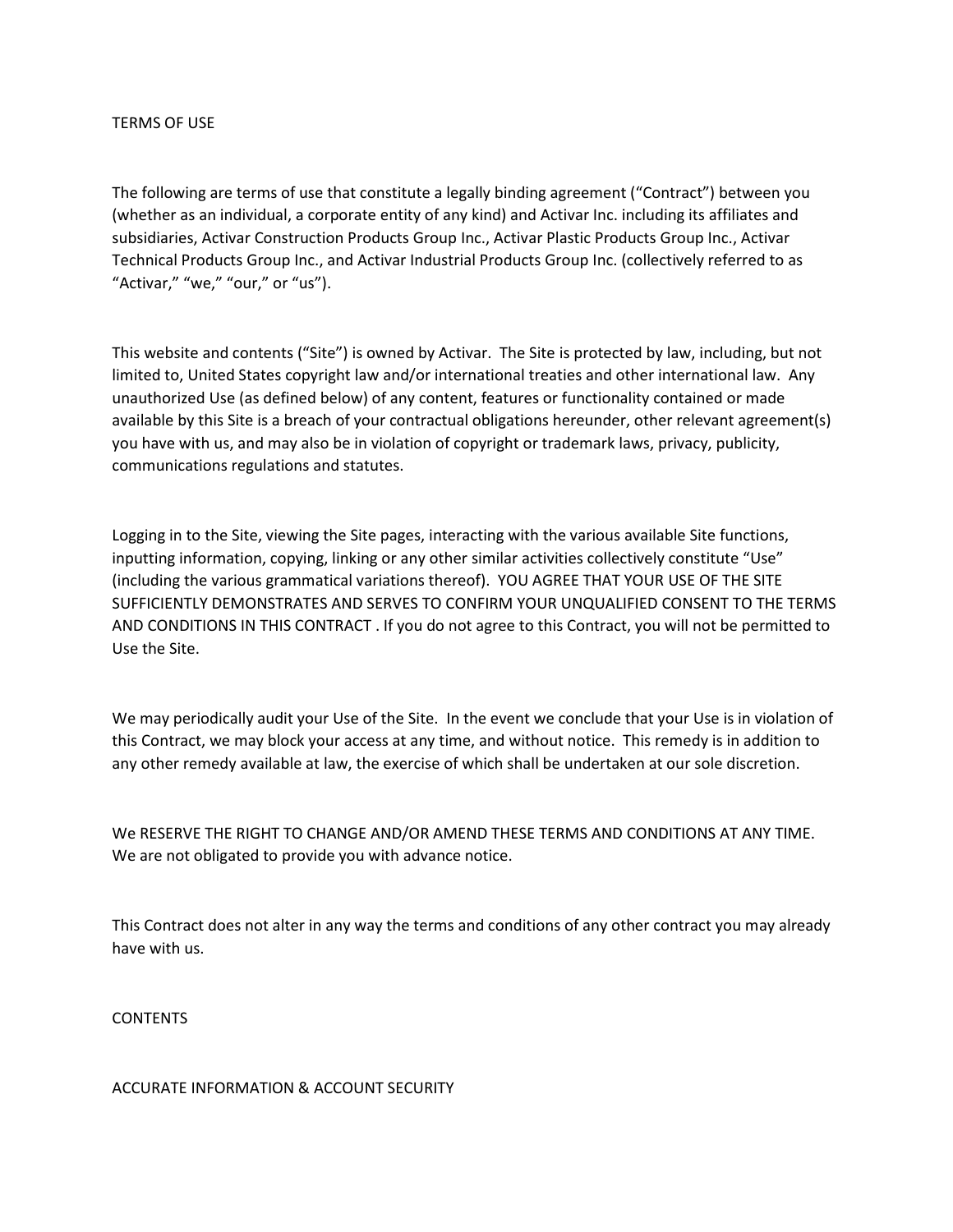# TERMS OF USE

The following are terms of use that constitute a legally binding agreement ("Contract") between you (whether as an individual, a corporate entity of any kind) and Activar Inc. including its affiliates and subsidiaries, Activar Construction Products Group Inc., Activar Plastic Products Group Inc., Activar Technical Products Group Inc., and Activar Industrial Products Group Inc. (collectively referred to as "Activar," "we," "our," or "us").

This website and contents ("Site") is owned by Activar. The Site is protected by law, including, but not limited to, United States copyright law and/or international treaties and other international law. Any unauthorized Use (as defined below) of any content, features or functionality contained or made available by this Site is a breach of your contractual obligations hereunder, other relevant agreement(s) you have with us, and may also be in violation of copyright or trademark laws, privacy, publicity, communications regulations and statutes.

Logging in to the Site, viewing the Site pages, interacting with the various available Site functions, inputting information, copying, linking or any other similar activities collectively constitute "Use" (including the various grammatical variations thereof). YOU AGREE THAT YOUR USE OF THE SITE SUFFICIENTLY DEMONSTRATES AND SERVES TO CONFIRM YOUR UNQUALIFIED CONSENT TO THE TERMS AND CONDITIONS IN THIS CONTRACT . If you do not agree to this Contract, you will not be permitted to Use the Site.

We may periodically audit your Use of the Site. In the event we conclude that your Use is in violation of this Contract, we may block your access at any time, and without notice. This remedy is in addition to any other remedy available at law, the exercise of which shall be undertaken at our sole discretion.

We RESERVE THE RIGHT TO CHANGE AND/OR AMEND THESE TERMS AND CONDITIONS AT ANY TIME. We are not obligated to provide you with advance notice.

This Contract does not alter in any way the terms and conditions of any other contract you may already have with us.

## CONTENTS

## ACCURATE INFORMATION & ACCOUNT SECURITY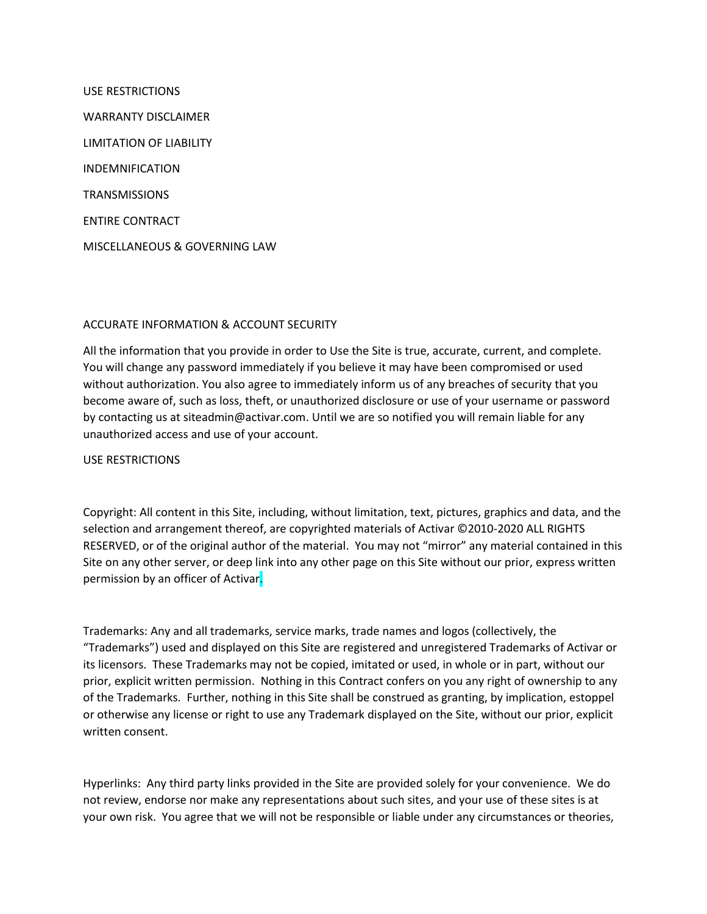USE RESTRICTIONS

WARRANTY DISCLAIMER

LIMITATION OF LIABILITY

INDEMNIFICATION

TRANSMISSIONS

ENTIRE CONTRACT

MISCELLANEOUS & GOVERNING LAW

ACCURATE INFORMATION & ACCOUNT SECURITY

All the information that you provide in order to Use the Site is true, accurate, current, and complete. You will change any password immediately if you believe it may have been compromised or used without authorization. You also agree to immediately inform us of any breaches of security that you become aware of, such as loss, theft, or unauthorized disclosure or use of your username or password by contacting us at siteadmin@activar.com. Until we are so notified you will remain liable for any unauthorized access and use of your account.

USE RESTRICTIONS

Copyright: All content in this Site, including, without limitation, text, pictures, graphics and data, and the selection and arrangement thereof, are copyrighted materials of Activar ©2010-2020 ALL RIGHTS RESERVED, or of the original author of the material. You may not "mirror" any material contained in this Site on any other server, or deep link into any other page on this Site without our prior, express written permission by an officer of Activar.

Trademarks: Any and all trademarks, service marks, trade names and logos (collectively, the "Trademarks") used and displayed on this Site are registered and unregistered Trademarks of Activar or its licensors. These Trademarks may not be copied, imitated or used, in whole or in part, without our prior, explicit written permission. Nothing in this Contract confers on you any right of ownership to any of the Trademarks. Further, nothing in this Site shall be construed as granting, by implication, estoppel or otherwise any license or right to use any Trademark displayed on the Site, without our prior, explicit written consent.

Hyperlinks: Any third party links provided in the Site are provided solely for your convenience. We do not review, endorse nor make any representations about such sites, and your use of these sites is at your own risk. You agree that we will not be responsible or liable under any circumstances or theories,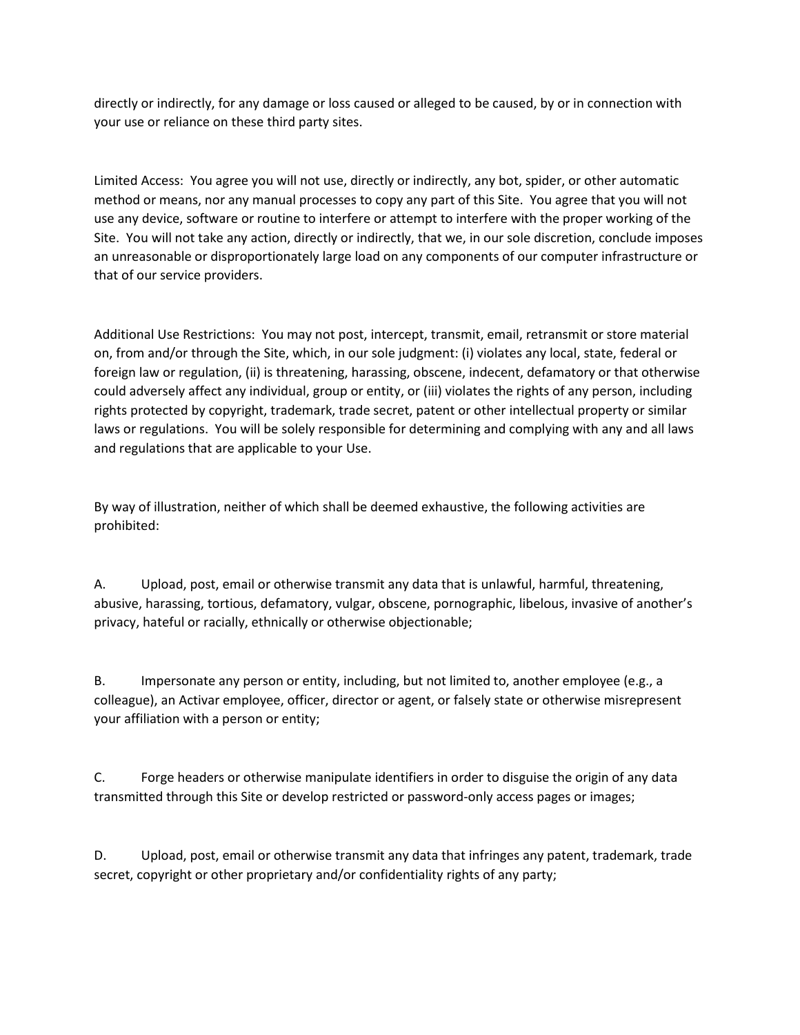directly or indirectly, for any damage or loss caused or alleged to be caused, by or in connection with your use or reliance on these third party sites.

Limited Access: You agree you will not use, directly or indirectly, any bot, spider, or other automatic method or means, nor any manual processes to copy any part of this Site. You agree that you will not use any device, software or routine to interfere or attempt to interfere with the proper working of the Site. You will not take any action, directly or indirectly, that we, in our sole discretion, conclude imposes an unreasonable or disproportionately large load on any components of our computer infrastructure or that of our service providers.

Additional Use Restrictions: You may not post, intercept, transmit, email, retransmit or store material on, from and/or through the Site, which, in our sole judgment: (i) violates any local, state, federal or foreign law or regulation, (ii) is threatening, harassing, obscene, indecent, defamatory or that otherwise could adversely affect any individual, group or entity, or (iii) violates the rights of any person, including rights protected by copyright, trademark, trade secret, patent or other intellectual property or similar laws or regulations. You will be solely responsible for determining and complying with any and all laws and regulations that are applicable to your Use.

By way of illustration, neither of which shall be deemed exhaustive, the following activities are prohibited:

A. Upload, post, email or otherwise transmit any data that is unlawful, harmful, threatening, abusive, harassing, tortious, defamatory, vulgar, obscene, pornographic, libelous, invasive of another's privacy, hateful or racially, ethnically or otherwise objectionable;

B. Impersonate any person or entity, including, but not limited to, another employee (e.g., a colleague), an Activar employee, officer, director or agent, or falsely state or otherwise misrepresent your affiliation with a person or entity;

C. Forge headers or otherwise manipulate identifiers in order to disguise the origin of any data transmitted through this Site or develop restricted or password-only access pages or images;

D. Upload, post, email or otherwise transmit any data that infringes any patent, trademark, trade secret, copyright or other proprietary and/or confidentiality rights of any party;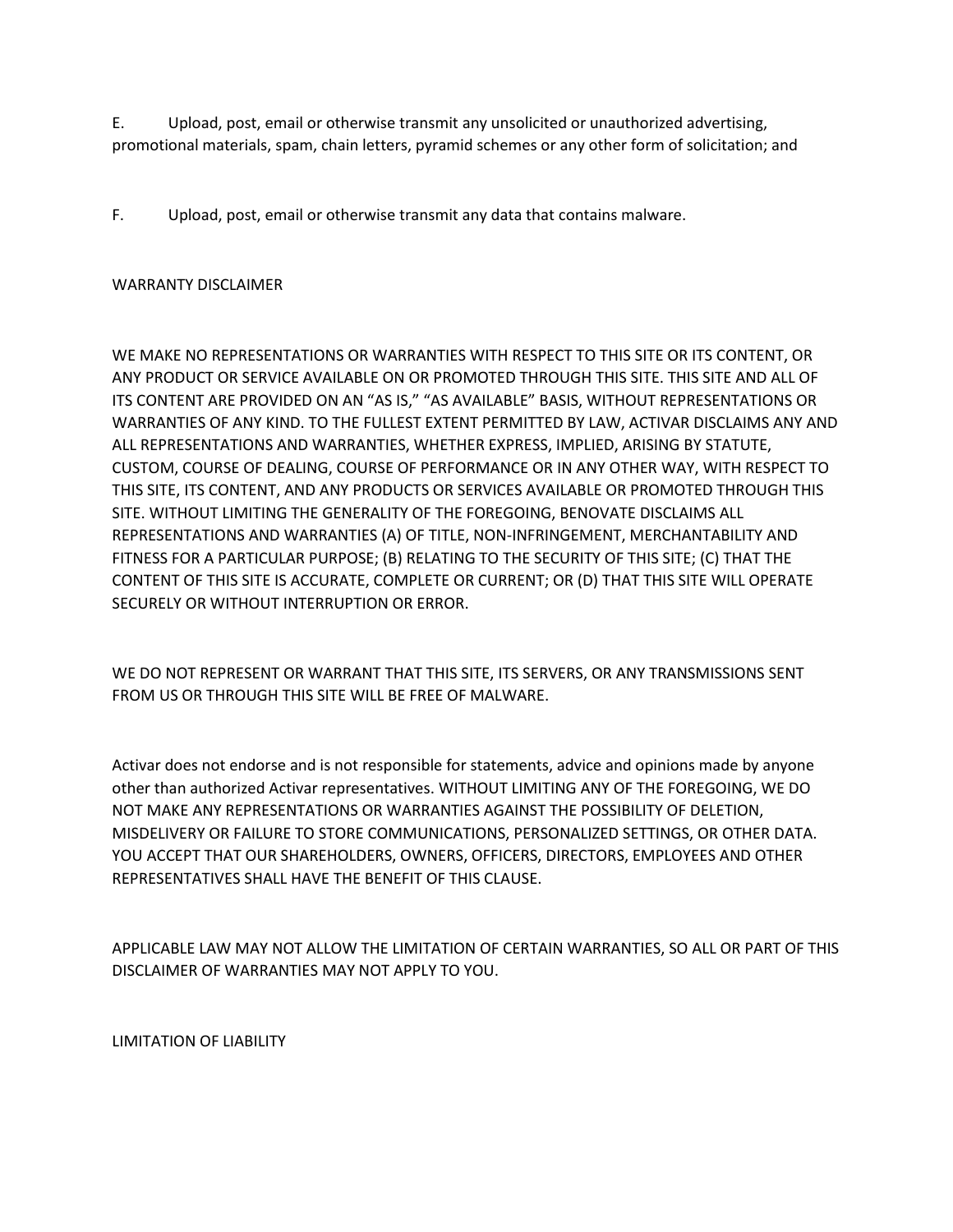E. Upload, post, email or otherwise transmit any unsolicited or unauthorized advertising, promotional materials, spam, chain letters, pyramid schemes or any other form of solicitation; and

F. Upload, post, email or otherwise transmit any data that contains malware.

## WARRANTY DISCLAIMER

WE MAKE NO REPRESENTATIONS OR WARRANTIES WITH RESPECT TO THIS SITE OR ITS CONTENT, OR ANY PRODUCT OR SERVICE AVAILABLE ON OR PROMOTED THROUGH THIS SITE. THIS SITE AND ALL OF ITS CONTENT ARE PROVIDED ON AN "AS IS," "AS AVAILABLE" BASIS, WITHOUT REPRESENTATIONS OR WARRANTIES OF ANY KIND. TO THE FULLEST EXTENT PERMITTED BY LAW, ACTIVAR DISCLAIMS ANY AND ALL REPRESENTATIONS AND WARRANTIES, WHETHER EXPRESS, IMPLIED, ARISING BY STATUTE, CUSTOM, COURSE OF DEALING, COURSE OF PERFORMANCE OR IN ANY OTHER WAY, WITH RESPECT TO THIS SITE, ITS CONTENT, AND ANY PRODUCTS OR SERVICES AVAILABLE OR PROMOTED THROUGH THIS SITE. WITHOUT LIMITING THE GENERALITY OF THE FOREGOING, BENOVATE DISCLAIMS ALL REPRESENTATIONS AND WARRANTIES (A) OF TITLE, NON-INFRINGEMENT, MERCHANTABILITY AND FITNESS FOR A PARTICULAR PURPOSE; (B) RELATING TO THE SECURITY OF THIS SITE; (C) THAT THE CONTENT OF THIS SITE IS ACCURATE, COMPLETE OR CURRENT; OR (D) THAT THIS SITE WILL OPERATE SECURELY OR WITHOUT INTERRUPTION OR ERROR.

WE DO NOT REPRESENT OR WARRANT THAT THIS SITE, ITS SERVERS, OR ANY TRANSMISSIONS SENT FROM US OR THROUGH THIS SITE WILL BE FREE OF MALWARE.

Activar does not endorse and is not responsible for statements, advice and opinions made by anyone other than authorized Activar representatives. WITHOUT LIMITING ANY OF THE FOREGOING, WE DO NOT MAKE ANY REPRESENTATIONS OR WARRANTIES AGAINST THE POSSIBILITY OF DELETION, MISDELIVERY OR FAILURE TO STORE COMMUNICATIONS, PERSONALIZED SETTINGS, OR OTHER DATA. YOU ACCEPT THAT OUR SHAREHOLDERS, OWNERS, OFFICERS, DIRECTORS, EMPLOYEES AND OTHER REPRESENTATIVES SHALL HAVE THE BENEFIT OF THIS CLAUSE.

APPLICABLE LAW MAY NOT ALLOW THE LIMITATION OF CERTAIN WARRANTIES, SO ALL OR PART OF THIS DISCLAIMER OF WARRANTIES MAY NOT APPLY TO YOU.

## LIMITATION OF LIABILITY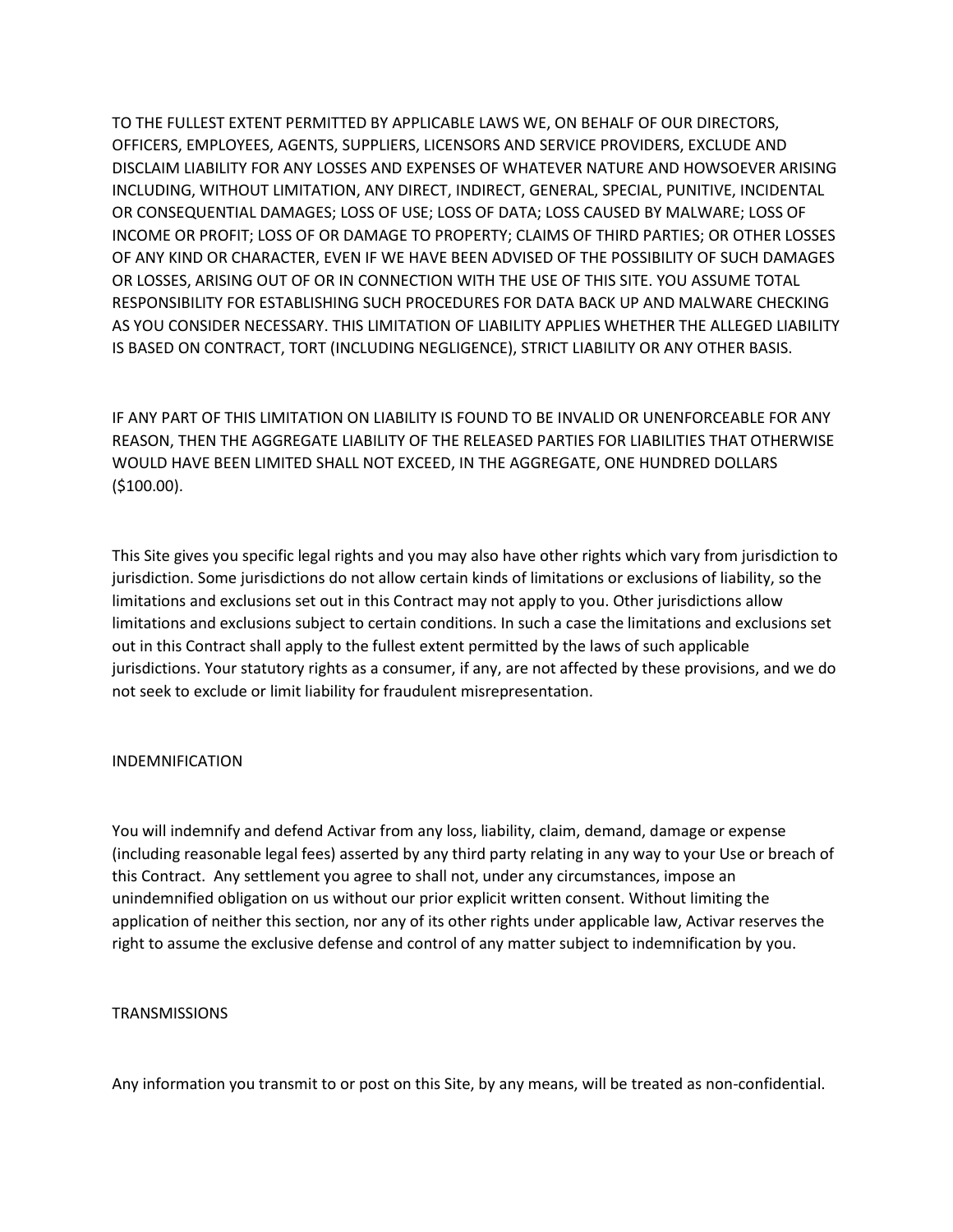TO THE FULLEST EXTENT PERMITTED BY APPLICABLE LAWS WE, ON BEHALF OF OUR DIRECTORS, OFFICERS, EMPLOYEES, AGENTS, SUPPLIERS, LICENSORS AND SERVICE PROVIDERS, EXCLUDE AND DISCLAIM LIABILITY FOR ANY LOSSES AND EXPENSES OF WHATEVER NATURE AND HOWSOEVER ARISING INCLUDING, WITHOUT LIMITATION, ANY DIRECT, INDIRECT, GENERAL, SPECIAL, PUNITIVE, INCIDENTAL OR CONSEQUENTIAL DAMAGES; LOSS OF USE; LOSS OF DATA; LOSS CAUSED BY MALWARE; LOSS OF INCOME OR PROFIT; LOSS OF OR DAMAGE TO PROPERTY; CLAIMS OF THIRD PARTIES; OR OTHER LOSSES OF ANY KIND OR CHARACTER, EVEN IF WE HAVE BEEN ADVISED OF THE POSSIBILITY OF SUCH DAMAGES OR LOSSES, ARISING OUT OF OR IN CONNECTION WITH THE USE OF THIS SITE. YOU ASSUME TOTAL RESPONSIBILITY FOR ESTABLISHING SUCH PROCEDURES FOR DATA BACK UP AND MALWARE CHECKING AS YOU CONSIDER NECESSARY. THIS LIMITATION OF LIABILITY APPLIES WHETHER THE ALLEGED LIABILITY IS BASED ON CONTRACT, TORT (INCLUDING NEGLIGENCE), STRICT LIABILITY OR ANY OTHER BASIS.

IF ANY PART OF THIS LIMITATION ON LIABILITY IS FOUND TO BE INVALID OR UNENFORCEABLE FOR ANY REASON, THEN THE AGGREGATE LIABILITY OF THE RELEASED PARTIES FOR LIABILITIES THAT OTHERWISE WOULD HAVE BEEN LIMITED SHALL NOT EXCEED, IN THE AGGREGATE, ONE HUNDRED DOLLARS ($100.00).

This Site gives you specific legal rights and you may also have other rights which vary from jurisdiction to jurisdiction. Some jurisdictions do not allow certain kinds of limitations or exclusions of liability, so the limitations and exclusions set out in this Contract may not apply to you. Other jurisdictions allow limitations and exclusions subject to certain conditions. In such a case the limitations and exclusions set out in this Contract shall apply to the fullest extent permitted by the laws of such applicable jurisdictions. Your statutory rights as a consumer, if any, are not affected by these provisions, and we do not seek to exclude or limit liability for fraudulent misrepresentation.

## INDEMNIFICATION

You will indemnify and defend Activar from any loss, liability, claim, demand, damage or expense (including reasonable legal fees) asserted by any third party relating in any way to your Use or breach of this Contract. Any settlement you agree to shall not, under any circumstances, impose an unindemnified obligation on us without our prior explicit written consent. Without limiting the application of neither this section, nor any of its other rights under applicable law, Activar reserves the right to assume the exclusive defense and control of any matter subject to indemnification by you.

## TRANSMISSIONS

Any information you transmit to or post on this Site, by any means, will be treated as non-confidential.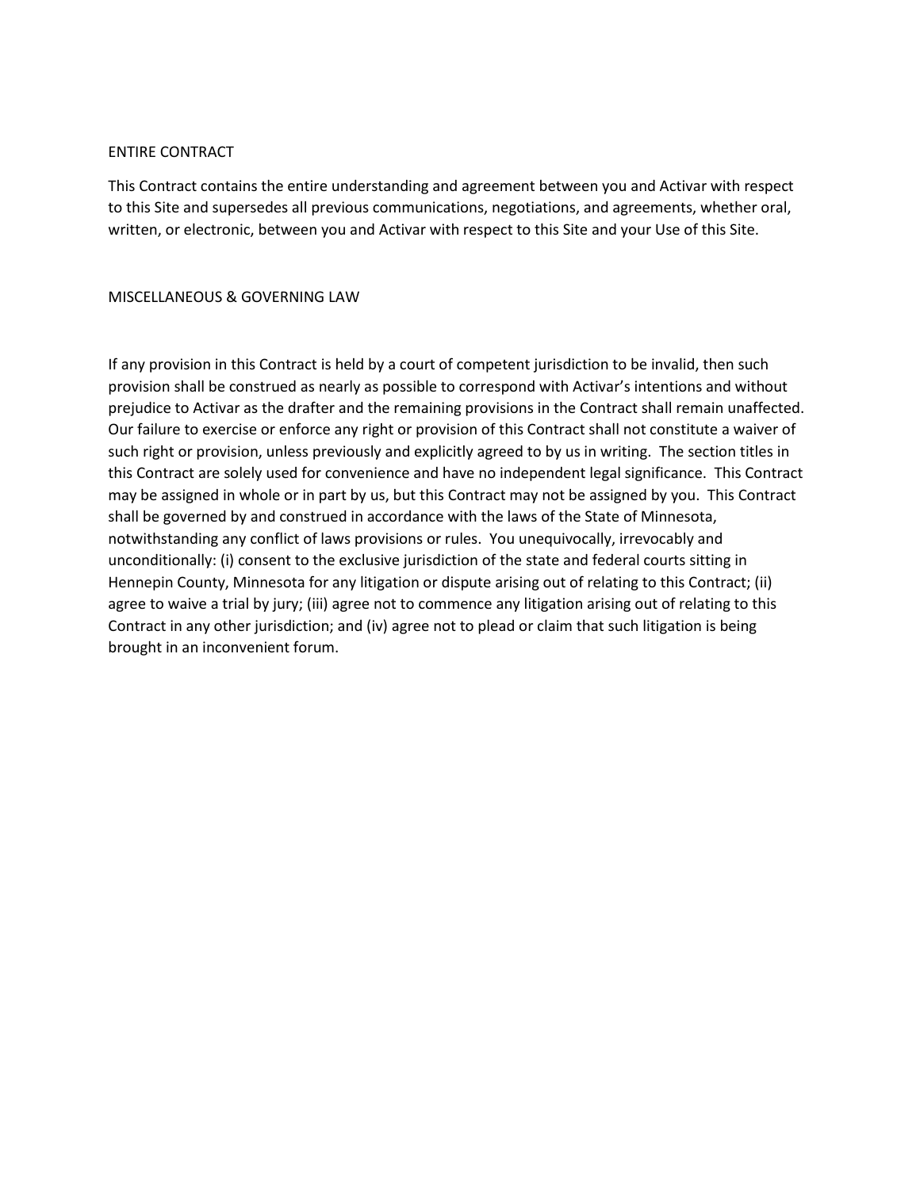## ENTIRE CONTRACT

This Contract contains the entire understanding and agreement between you and Activar with respect to this Site and supersedes all previous communications, negotiations, and agreements, whether oral, written, or electronic, between you and Activar with respect to this Site and your Use of this Site.

## MISCELLANEOUS & GOVERNING LAW

If any provision in this Contract is held by a court of competent jurisdiction to be invalid, then such provision shall be construed as nearly as possible to correspond with Activar's intentions and without prejudice to Activar as the drafter and the remaining provisions in the Contract shall remain unaffected. Our failure to exercise or enforce any right or provision of this Contract shall not constitute a waiver of such right or provision, unless previously and explicitly agreed to by us in writing. The section titles in this Contract are solely used for convenience and have no independent legal significance. This Contract may be assigned in whole or in part by us, but this Contract may not be assigned by you. This Contract shall be governed by and construed in accordance with the laws of the State of Minnesota, notwithstanding any conflict of laws provisions or rules. You unequivocally, irrevocably and unconditionally: (i) consent to the exclusive jurisdiction of the state and federal courts sitting in Hennepin County, Minnesota for any litigation or dispute arising out of relating to this Contract; (ii) agree to waive a trial by jury; (iii) agree not to commence any litigation arising out of relating to this Contract in any other jurisdiction; and (iv) agree not to plead or claim that such litigation is being brought in an inconvenient forum.